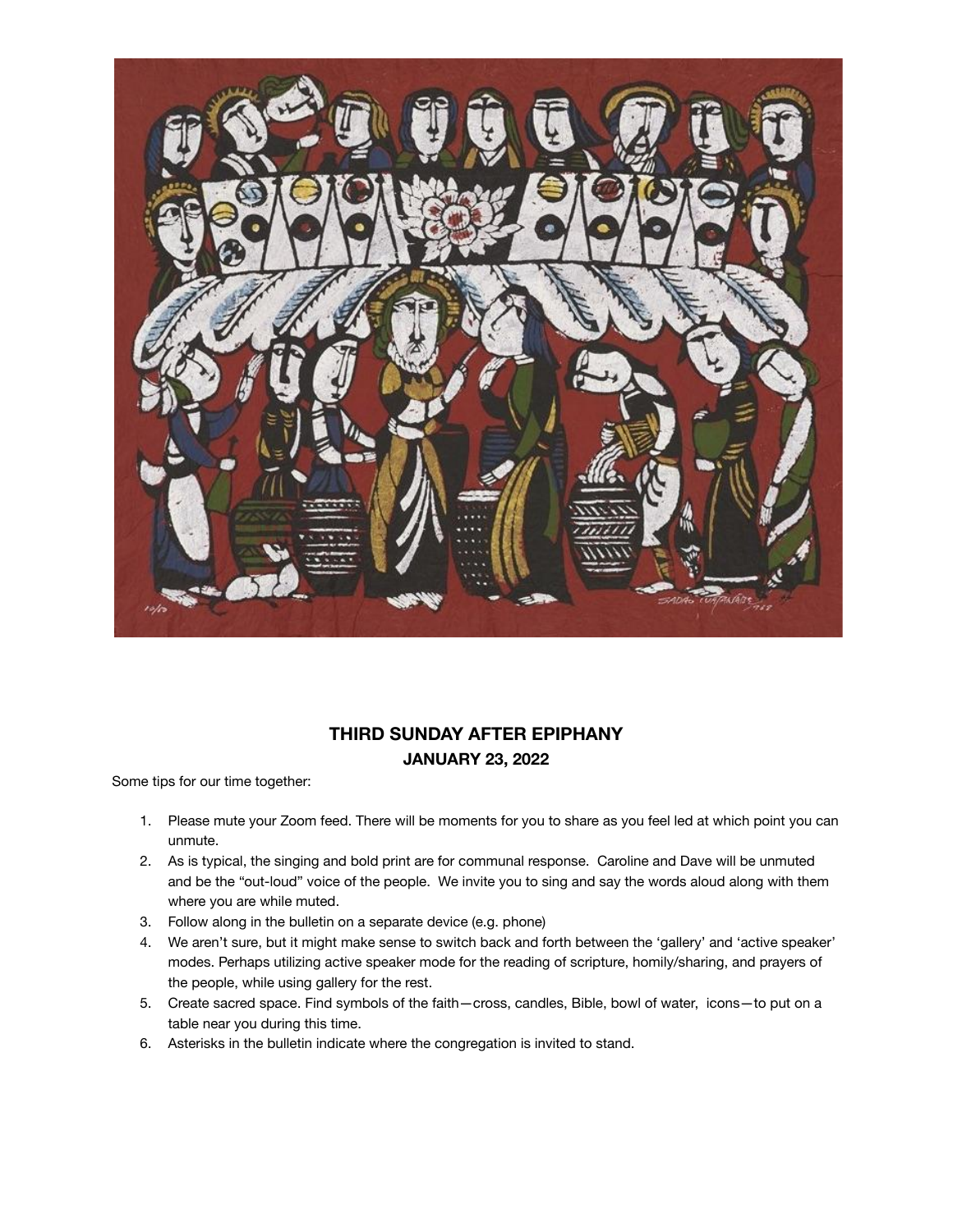## THIRD SUNDAY AFTER EPIPHANY
### JANUARY 23, 2022

Some tips for our time together:

1. Please mute your Zoom feed. There will be moments for you to share as you feel led at which point you can unmute.
2. As is typical, the singing and bold print are for communal response. Caroline and Dave will be unmuted and be the "out-loud" voice of the people. We invite you to sing and say the words aloud along with them where you are while muted.
3. Follow along in the bulletin on a separate device (e.g. phone)
4. We aren't sure, but it might make sense to switch back and forth between the 'gallery' and 'active speaker' modes. Perhaps utilizing active speaker mode for the reading of scripture, homily/sharing, and prayers of the people, while using gallery for the rest.
5. Create sacred space. Find symbols of the faith—cross, candles, Bible, bowl of water, icons—to put on a table near you during this time.
6. Asterisks in the bulletin indicate where the congregation is invited to stand.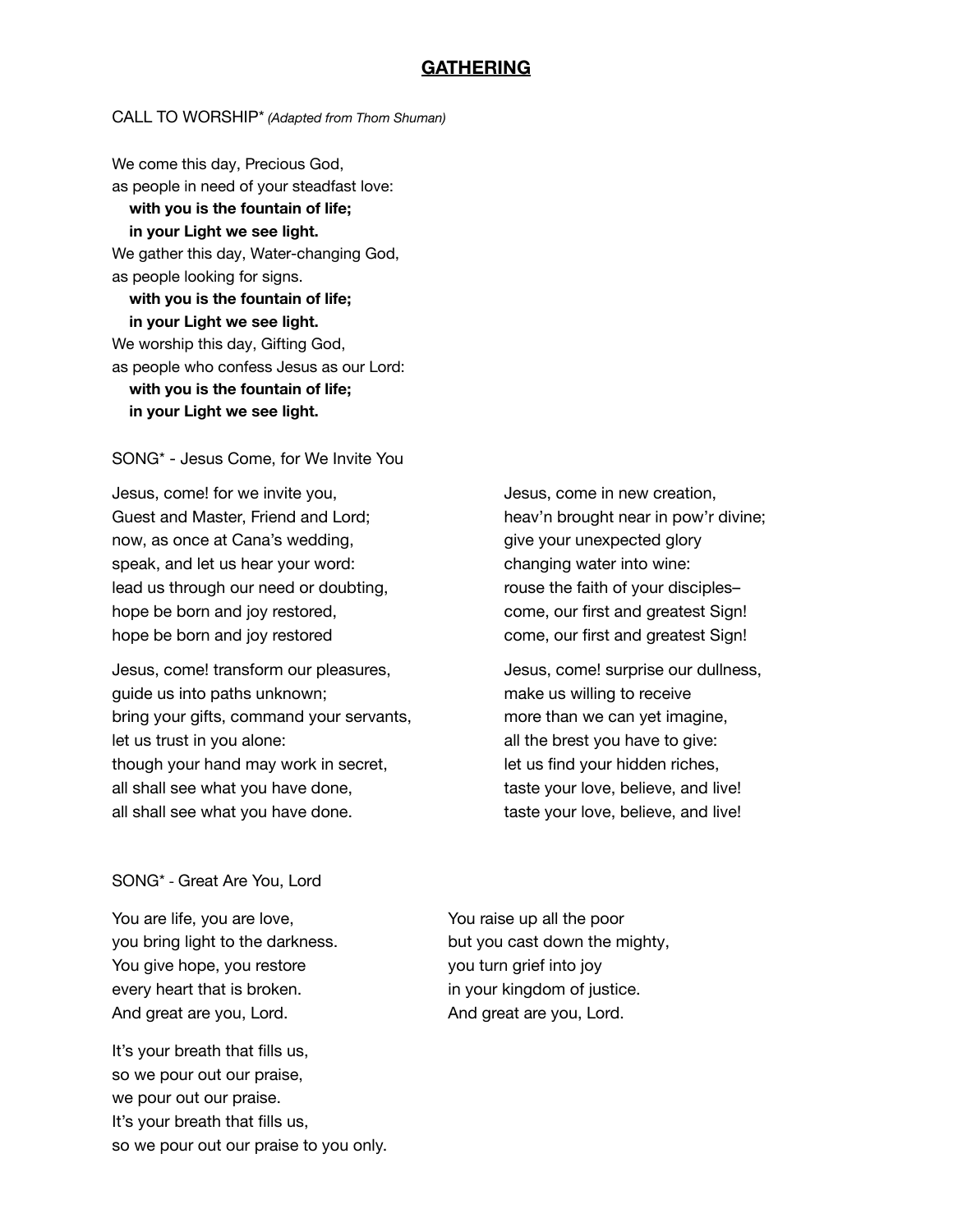# GATHERING

CALL TO WORSHIP* *(Adapted from Thom Shuman)*

We come this day, Precious God,
as people in need of your steadfast love:
**with you is the fountain of life;**
**in your Light we see light.**
We gather this day, Water-changing God,
as people looking for signs.
**with you is the fountain of life;**
**in your Light we see light.**
We worship this day, Gifting God,
as people who confess Jesus as our Lord:
**with you is the fountain of life;**
**in your Light we see light.**

SONG* - Jesus Come, for We Invite You

Jesus, come! for we invite you,
Guest and Master, Friend and Lord;
now, as once at Cana's wedding,
speak, and let us hear your word:
lead us through our need or doubting,
hope be born and joy restored,
hope be born and joy restored

Jesus, come! transform our pleasures,
guide us into paths unknown;
bring your gifts, command your servants,
let us trust in you alone:
though your hand may work in secret,
all shall see what you have done,
all shall see what you have done.

Jesus, come in new creation,
heav'n brought near in pow'r divine;
give your unexpected glory
changing water into wine:
rouse the faith of your disciples–
come, our first and greatest Sign!
come, our first and greatest Sign!

Jesus, come! surprise our dullness,
make us willing to receive
more than we can yet imagine,
all the brest you have to give:
let us find your hidden riches,
taste your love, believe, and live!
taste your love, believe, and live!

SONG* - Great Are You, Lord

You are life, you are love,
you bring light to the darkness.
You give hope, you restore
every heart that is broken.
And great are you, Lord.

It's your breath that fills us,
so we pour out our praise,
we pour out our praise.
It's your breath that fills us,
so we pour out our praise to you only.

You raise up all the poor
but you cast down the mighty,
you turn grief into joy
in your kingdom of justice.
And great are you, Lord.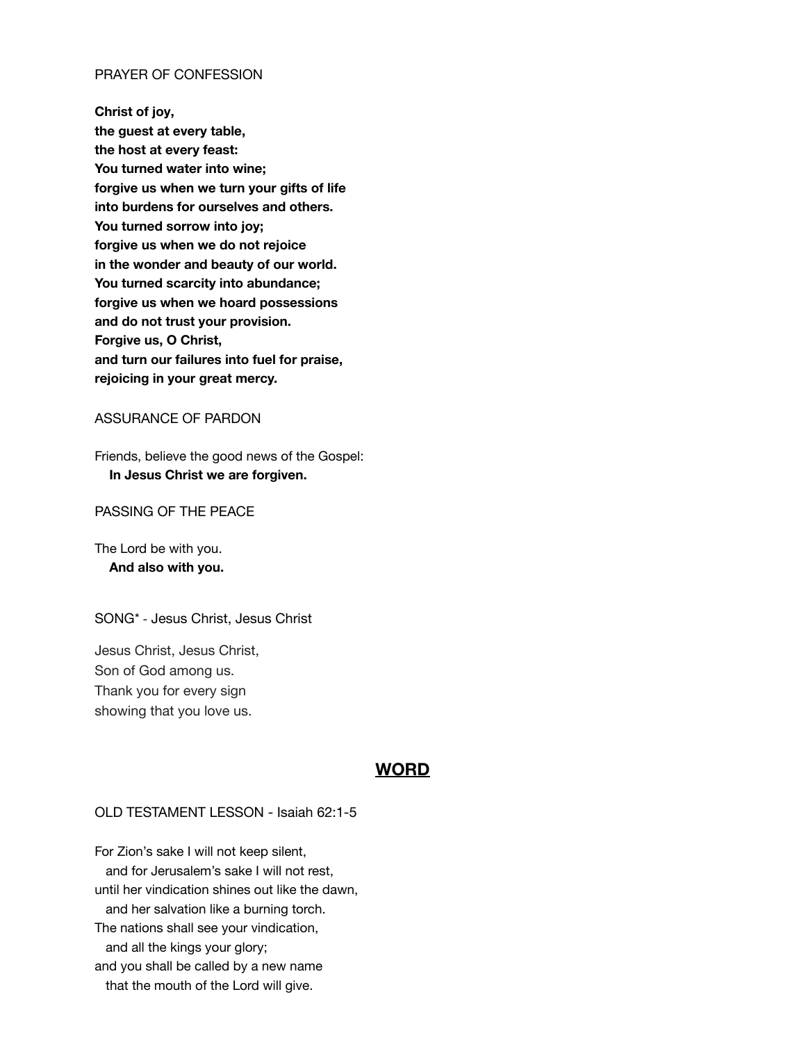PRAYER OF CONFESSION

**Christ of joy,**
**the guest at every table,**
**the host at every feast:**
**You turned water into wine;**
**forgive us when we turn your gifts of life**
**into burdens for ourselves and others.**
**You turned sorrow into joy;**
**forgive us when we do not rejoice**
**in the wonder and beauty of our world.**
**You turned scarcity into abundance;**
**forgive us when we hoard possessions**
**and do not trust your provision.**
**Forgive us, O Christ,**
**and turn our failures into fuel for praise,**
**rejoicing in your great mercy.**

ASSURANCE OF PARDON

Friends, believe the good news of the Gospel:
**In Jesus Christ we are forgiven.**

PASSING OF THE PEACE

The Lord be with you.
**And also with you.**

SONG* - Jesus Christ, Jesus Christ

Jesus Christ, Jesus Christ,
Son of God among us.
Thank you for every sign
showing that you love us.

## **WORD**

OLD TESTAMENT LESSON - Isaiah 62:1-5

For Zion's sake I will not keep silent,
and for Jerusalem's sake I will not rest,
until her vindication shines out like the dawn,
and her salvation like a burning torch.
The nations shall see your vindication,
and all the kings your glory;
and you shall be called by a new name
that the mouth of the Lord will give.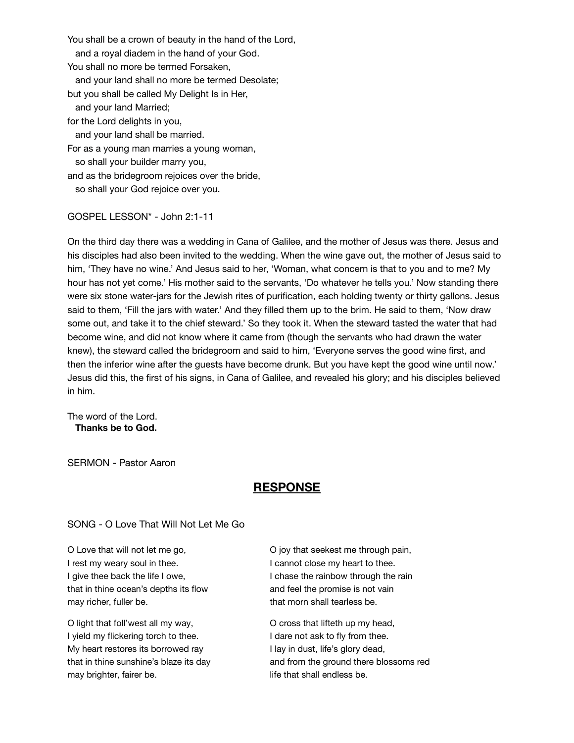You shall be a crown of beauty in the hand of the Lord,
  and a royal diadem in the hand of your God.
You shall no more be termed Forsaken,
  and your land shall no more be termed Desolate;
but you shall be called My Delight Is in Her,
  and your land Married;
for the Lord delights in you,
  and your land shall be married.
For as a young man marries a young woman,
  so shall your builder marry you,
and as the bridegroom rejoices over the bride,
  so shall your God rejoice over you.

GOSPEL LESSON* - John 2:1-11

On the third day there was a wedding in Cana of Galilee, and the mother of Jesus was there. Jesus and his disciples had also been invited to the wedding. When the wine gave out, the mother of Jesus said to him, 'They have no wine.' And Jesus said to her, 'Woman, what concern is that to you and to me? My hour has not yet come.' His mother said to the servants, 'Do whatever he tells you.' Now standing there were six stone water-jars for the Jewish rites of purification, each holding twenty or thirty gallons. Jesus said to them, 'Fill the jars with water.' And they filled them up to the brim. He said to them, 'Now draw some out, and take it to the chief steward.' So they took it. When the steward tasted the water that had become wine, and did not know where it came from (though the servants who had drawn the water knew), the steward called the bridegroom and said to him, 'Everyone serves the good wine first, and then the inferior wine after the guests have become drunk. But you have kept the good wine until now.' Jesus did this, the first of his signs, in Cana of Galilee, and revealed his glory; and his disciples believed in him.

The word of the Lord.
  **Thanks be to God.**

SERMON - Pastor Aaron

## RESPONSE

SONG - O Love That Will Not Let Me Go

O Love that will not let me go,
I rest my weary soul in thee.
I give thee back the life I owe,
that in thine ocean's depths its flow
may richer, fuller be.

O light that foll'west all my way,
I yield my flickering torch to thee.
My heart restores its borrowed ray
that in thine sunshine's blaze its day
may brighter, fairer be.

O joy that seekest me through pain,
I cannot close my heart to thee.
I chase the rainbow through the rain
and feel the promise is not vain
that morn shall tearless be.

O cross that lifteth up my head,
I dare not ask to fly from thee.
I lay in dust, life's glory dead,
and from the ground there blossoms red
life that shall endless be.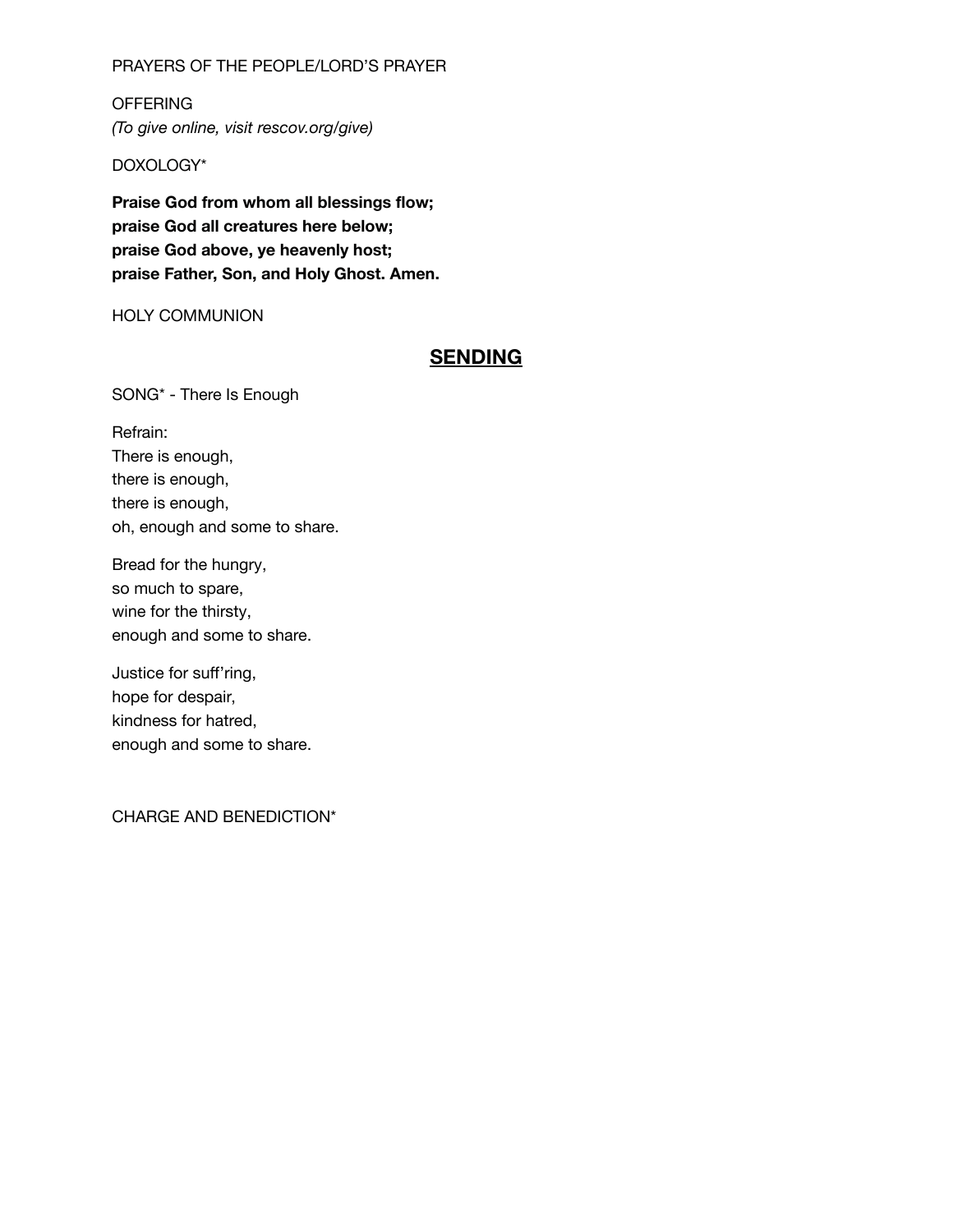PRAYERS OF THE PEOPLE/LORD'S PRAYER

OFFERING
*(To give online, visit rescov.org/give)*

DOXOLOGY*

**Praise God from whom all blessings flow;**
**praise God all creatures here below;**
**praise God above, ye heavenly host;**
**praise Father, Son, and Holy Ghost. Amen.**

HOLY COMMUNION

## SENDING

SONG* - There Is Enough

Refrain:
There is enough,
there is enough,
there is enough,
oh, enough and some to share.

Bread for the hungry,
so much to spare,
wine for the thirsty,
enough and some to share.

Justice for suff'ring,
hope for despair,
kindness for hatred,
enough and some to share.

CHARGE AND BENEDICTION*